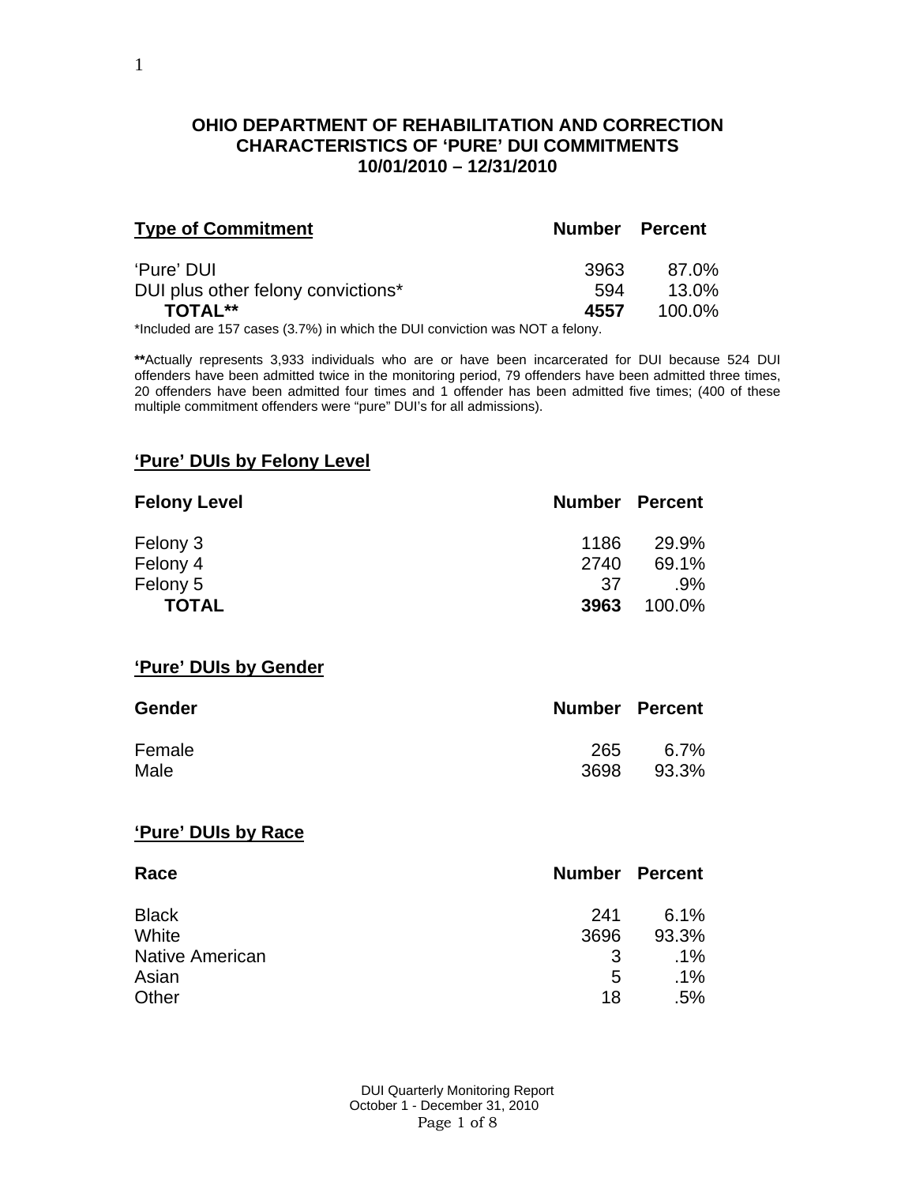# OHIO DEPARTMENT OF REHABILITATION AND CORRECTION
# CHARACTERISTICS OF 'PURE' DUI COMMITMENTS
# 10/01/2010 – 12/31/2010

| Type of Commitment | Number | Percent |
|---|---|---|
| 'Pure' DUI | 3963 | 87.0% |
| DUI plus other felony convictions* | 594 | 13.0% |
| **TOTAL**** | **4557** | 100.0% |

*Included are 157 cases (3.7%) in which the DUI conviction was NOT a felony.

****Actually represents 3,933 individuals who are or have been incarcerated for DUI because 524 DUI offenders have been admitted twice in the monitoring period, 79 offenders have been admitted three times, 20 offenders have been admitted four times and 1 offender has been admitted five times; (400 of these multiple commitment offenders were "pure" DUI's for all admissions).

## 'Pure' DUIs by Felony Level

| Felony Level | Number | Percent |
|---|---|---|
| Felony 3 | 1186 | 29.9% |
| Felony 4 | 2740 | 69.1% |
| Felony 5 | 37 | .9% |
| **TOTAL** | **3963** | 100.0% |

## 'Pure' DUIs by Gender

| Gender | Number | Percent |
|---|---|---|
| Female | 265 | 6.7% |
| Male | 3698 | 93.3% |

## 'Pure' DUIs by Race

| Race | Number | Percent |
|---|---|---|
| Black | 241 | 6.1% |
| White | 3696 | 93.3% |
| Native American | 3 | .1% |
| Asian | 5 | .1% |
| Other | 18 | .5% |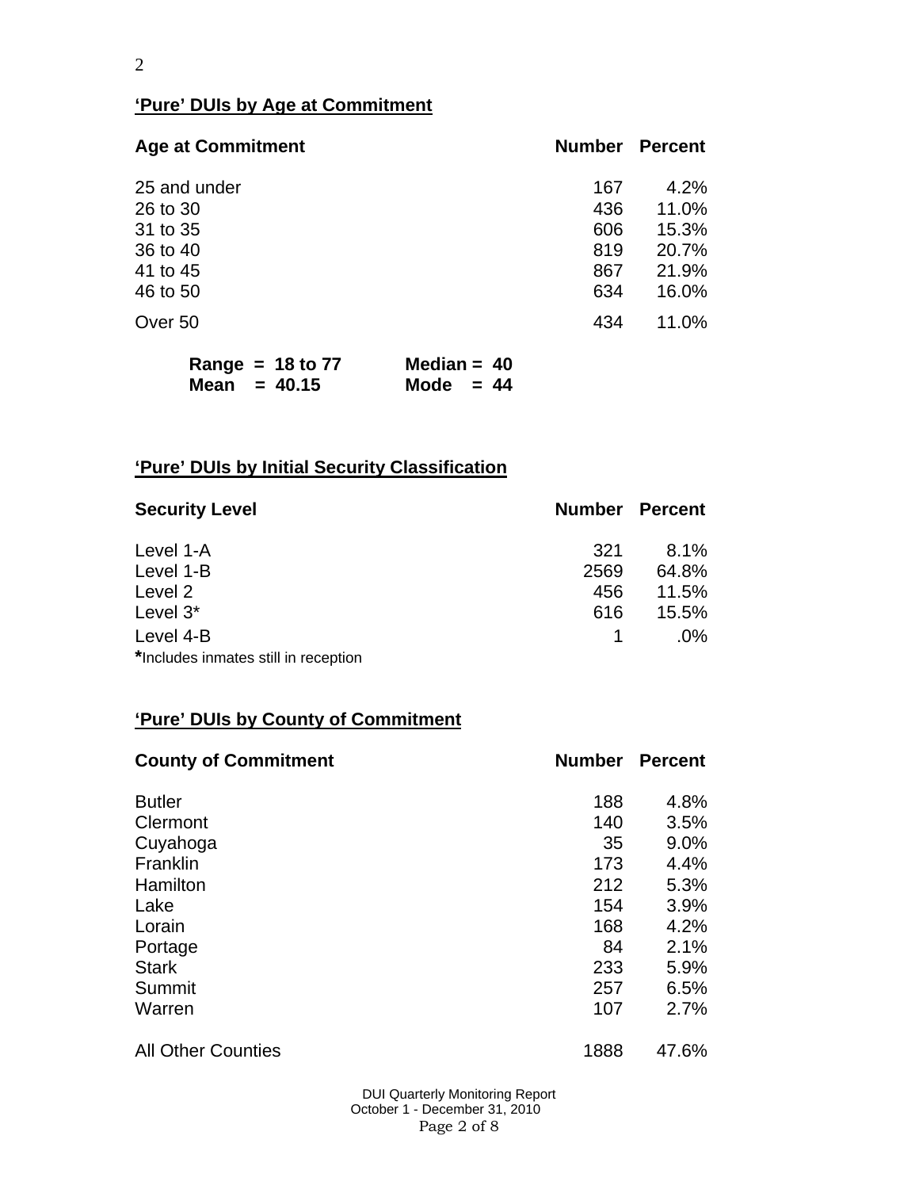## 'Pure' DUIs by Age at Commitment

| Age at Commitment | Number | Percent |
|---|---|---|
| 25 and under | 167 | 4.2% |
| 26 to 30 | 436 | 11.0% |
| 31 to 35 | 606 | 15.3% |
| 36 to 40 | 819 | 20.7% |
| 41 to 45 | 867 | 21.9% |
| 46 to 50 | 634 | 16.0% |
| Over 50 | 434 | 11.0% |

**Range = 18 to 77** **Median = 40**
**Mean = 40.15** **Mode = 44**

## 'Pure' DUIs by Initial Security Classification

| Security Level | Number | Percent |
|---|---|---|
| Level 1-A | 321 | 8.1% |
| Level 1-B | 2569 | 64.8% |
| Level 2 | 456 | 11.5% |
| Level 3* | 616 | 15.5% |
| Level 4-B | 1 | .0% |

***Includes inmates still in reception

## 'Pure' DUIs by County of Commitment

| County of Commitment | Number | Percent |
|---|---|---|
| Butler | 188 | 4.8% |
| Clermont | 140 | 3.5% |
| Cuyahoga | 35 | 9.0% |
| Franklin | 173 | 4.4% |
| Hamilton | 212 | 5.3% |
| Lake | 154 | 3.9% |
| Lorain | 168 | 4.2% |
| Portage | 84 | 2.1% |
| Stark | 233 | 5.9% |
| Summit | 257 | 6.5% |
| Warren | 107 | 2.7% |
| All Other Counties | 1888 | 47.6% |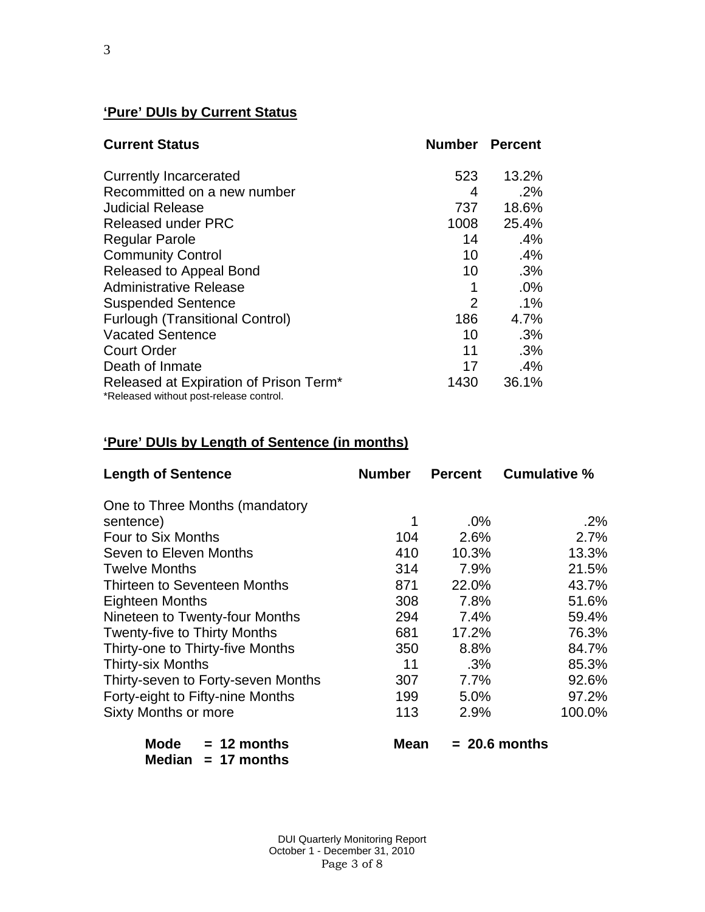## 'Pure' DUIs by Current Status

| Current Status | Number | Percent |
|---|---|---|
| Currently Incarcerated | 523 | 13.2% |
| Recommitted on a new number | 4 | .2% |
| Judicial Release | 737 | 18.6% |
| Released under PRC | 1008 | 25.4% |
| Regular Parole | 14 | .4% |
| Community Control | 10 | .4% |
| Released to Appeal Bond | 10 | .3% |
| Administrative Release | 1 | .0% |
| Suspended Sentence | 2 | .1% |
| Furlough (Transitional Control) | 186 | 4.7% |
| Vacated Sentence | 10 | .3% |
| Court Order | 11 | .3% |
| Death of Inmate | 17 | .4% |
| Released at Expiration of Prison Term* | 1430 | 36.1% |

*Released without post-release control.

## 'Pure' DUIs by Length of Sentence (in months)

| Length of Sentence | Number | Percent | Cumulative % |
|---|---|---|---|
| One to Three Months (mandatory sentence) | 1 | .0% | .2% |
| Four to Six Months | 104 | 2.6% | 2.7% |
| Seven to Eleven Months | 410 | 10.3% | 13.3% |
| Twelve Months | 314 | 7.9% | 21.5% |
| Thirteen to Seventeen Months | 871 | 22.0% | 43.7% |
| Eighteen Months | 308 | 7.8% | 51.6% |
| Nineteen to Twenty-four Months | 294 | 7.4% | 59.4% |
| Twenty-five to Thirty Months | 681 | 17.2% | 76.3% |
| Thirty-one to Thirty-five Months | 350 | 8.8% | 84.7% |
| Thirty-six Months | 11 | .3% | 85.3% |
| Thirty-seven to Forty-seven Months | 307 | 7.7% | 92.6% |
| Forty-eight to Fifty-nine Months | 199 | 5.0% | 97.2% |
| Sixty Months or more | 113 | 2.9% | 100.0% |

**Mode = 12 months** **Mean = 20.6 months**
**Median = 17 months**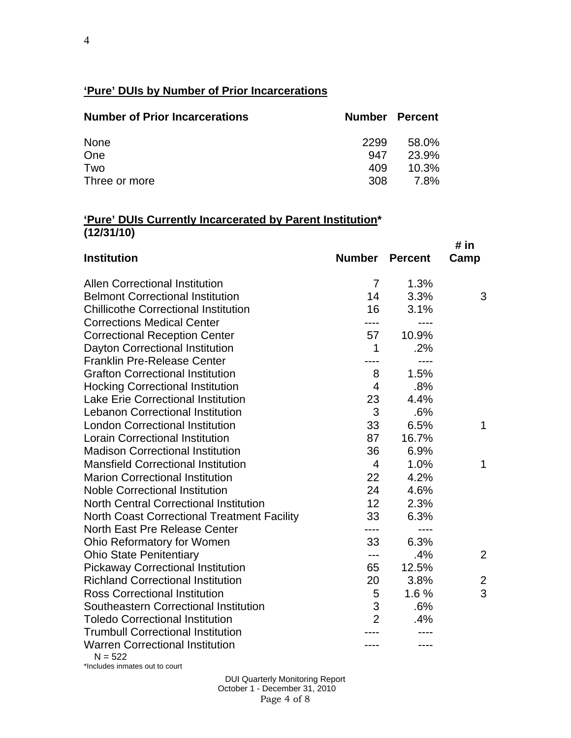## 'Pure' DUIs by Number of Prior Incarcerations

| Number of Prior Incarcerations | Number | Percent |
|---|---|---|
| None | 2299 | 58.0% |
| One | 947 | 23.9% |
| Two | 409 | 10.3% |
| Three or more | 308 | 7.8% |

## 'Pure' DUIs Currently Incarcerated by Parent Institution* (12/31/10)

| Institution | Number | Percent | # in Camp |
|---|---|---|---|
| Allen Correctional Institution | 7 | 1.3% | |
| Belmont Correctional Institution | 14 | 3.3% | 3 |
| Chillicothe Correctional Institution | 16 | 3.1% | |
| Corrections Medical Center | ---- | ---- | |
| Correctional Reception Center | 57 | 10.9% | |
| Dayton Correctional Institution | 1 | .2% | |
| Franklin Pre-Release Center | ---- | ---- | |
| Grafton Correctional Institution | 8 | 1.5% | |
| Hocking Correctional Institution | 4 | .8% | |
| Lake Erie Correctional Institution | 23 | 4.4% | |
| Lebanon Correctional Institution | 3 | .6% | |
| London Correctional Institution | 33 | 6.5% | 1 |
| Lorain Correctional Institution | 87 | 16.7% | |
| Madison Correctional Institution | 36 | 6.9% | |
| Mansfield Correctional Institution | 4 | 1.0% | 1 |
| Marion Correctional Institution | 22 | 4.2% | |
| Noble Correctional Institution | 24 | 4.6% | |
| North Central Correctional Institution | 12 | 2.3% | |
| North Coast Correctional Treatment Facility | 33 | 6.3% | |
| North East Pre Release Center | ---- | ---- | |
| Ohio Reformatory for Women | 33 | 6.3% | |
| Ohio State Penitentiary | --- | .4% | 2 |
| Pickaway Correctional Institution | 65 | 12.5% | |
| Richland Correctional Institution | 20 | 3.8% | 2 |
| Ross Correctional Institution | 5 | 1.6 % | 3 |
| Southeastern Correctional Institution | 3 | .6% | |
| Toledo Correctional Institution | 2 | .4% | |
| Trumbull Correctional Institution | ---- | ---- | |
| Warren Correctional Institution | ---- | ---- | |

N = 522

*Includes inmates out to court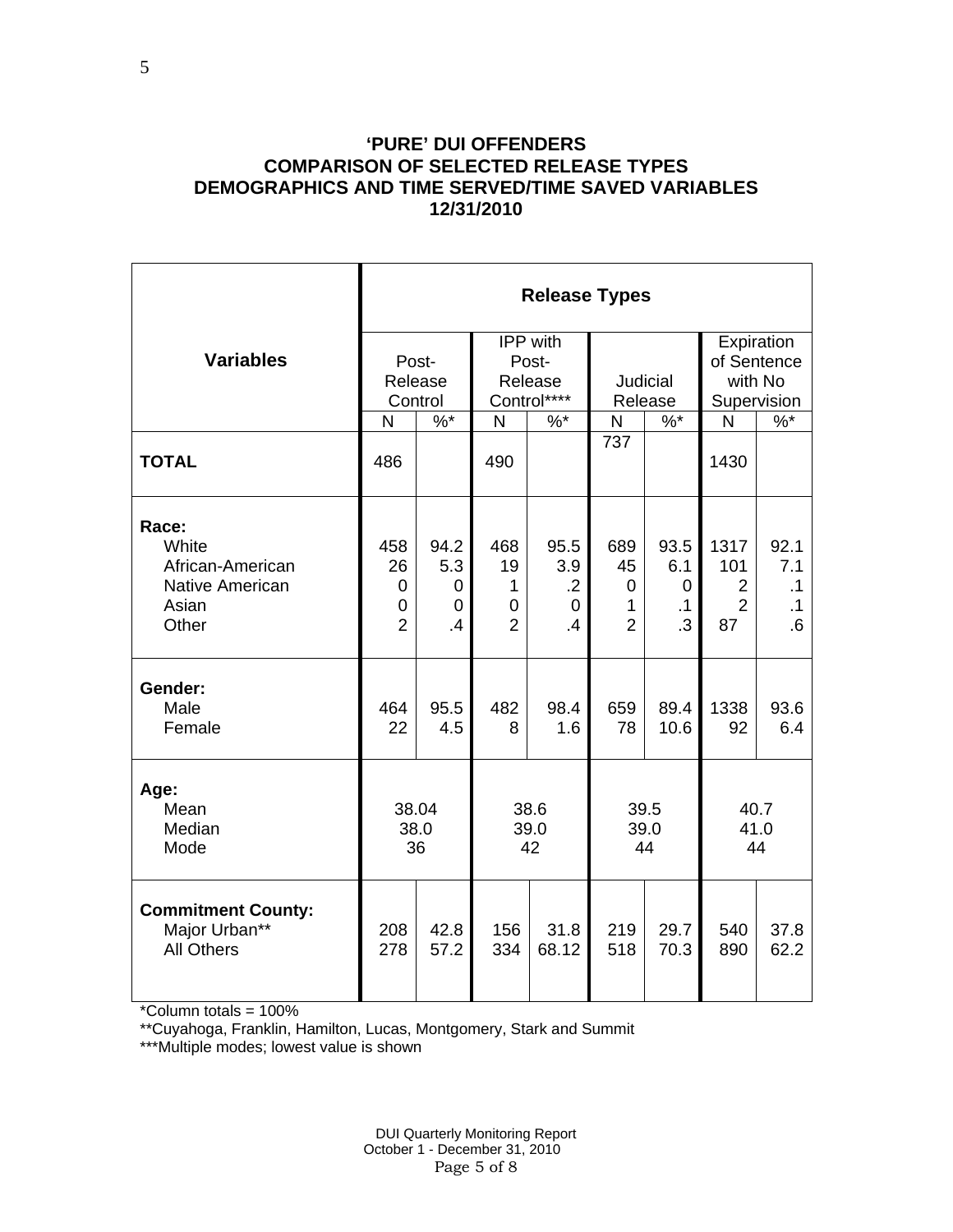# 'PURE' DUI OFFENDERS
# COMPARISON OF SELECTED RELEASE TYPES
# DEMOGRAPHICS AND TIME SERVED/TIME SAVED VARIABLES
# 12/31/2010

| Variables | Release Types | | | | | | | |
|---|---|---|---|---|---|---|---|---|
| | Post-Release Control | | IPP with Post-Release Control**** | | Judicial Release | | Expiration of Sentence with No Supervision | |
| | N | %* | N | %* | N | %* | N | %* |
| **TOTAL** | 486 | | 490 | | 737 | | 1430 | |
| **Race:** | | | | | | | | |
| White | 458 | 94.2 | 468 | 95.5 | 689 | 93.5 | 1317 | 92.1 |
| African-American | 26 | 5.3 | 19 | 3.9 | 45 | 6.1 | 101 | 7.1 |
| Native American | 0 | 0 | 1 | .2 | 0 | 0 | 2 | .1 |
| Asian | 0 | 0 | 0 | 0 | 1 | .1 | 2 | .1 |
| Other | 2 | .4 | 2 | .4 | 2 | .3 | 87 | .6 |
| **Gender:** | | | | | | | | |
| Male | 464 | 95.5 | 482 | 98.4 | 659 | 89.4 | 1338 | 93.6 |
| Female | 22 | 4.5 | 8 | 1.6 | 78 | 10.6 | 92 | 6.4 |
| **Age:** | | | | | | | | |
| Mean | 38.04 | | 38.6 | | 39.5 | | 40.7 | |
| Median | 38.0 | | 39.0 | | 39.0 | | 41.0 | |
| Mode | 36 | | 42 | | 44 | | 44 | |
| **Commitment County:** | | | | | | | | |
| Major Urban** | 208 | 42.8 | 156 | 31.8 | 219 | 29.7 | 540 | 37.8 |
| All Others | 278 | 57.2 | 334 | 68.12 | 518 | 70.3 | 890 | 62.2 |

*Column totals = 100%

**Cuyahoga, Franklin, Hamilton, Lucas, Montgomery, Stark and Summit

***Multiple modes; lowest value is shown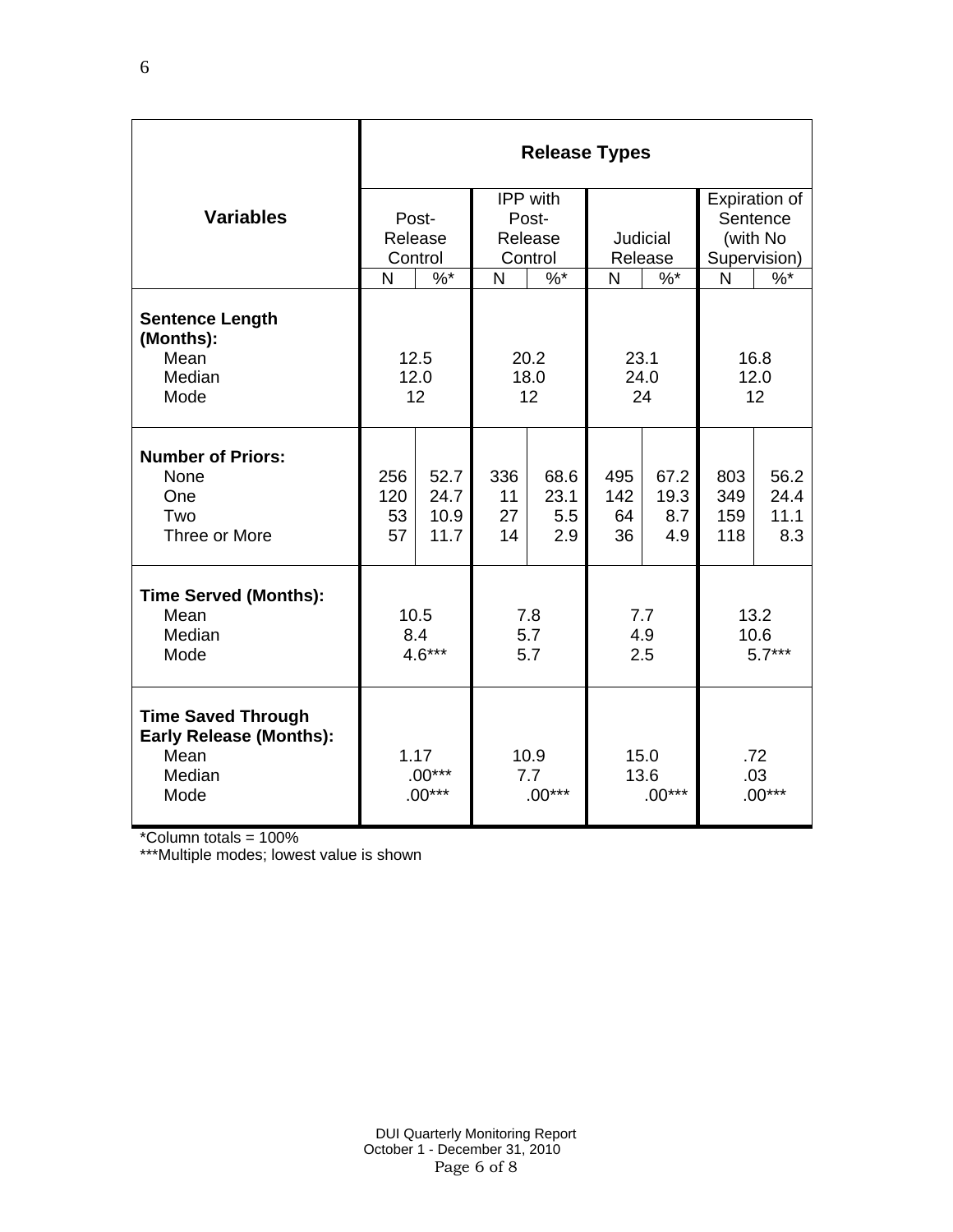| Variables | Release Types | | | | | | | |
|---|---|---|---|---|---|---|---|---|
| | Post-Release Control | | IPP with Post-Release Control | | Judicial Release | | Expiration of Sentence (with No Supervision) | |
| | N | %* | N | %* | N | %* | N | %* |
| **Sentence Length (Months):** | | | | | | | | |
| Mean | 12.5 | | 20.2 | | 23.1 | | 16.8 | |
| Median | 12.0 | | 18.0 | | 24.0 | | 12.0 | |
| Mode | 12 | | 12 | | 24 | | 12 | |
| **Number of Priors:** | | | | | | | | |
| None | 256 | 52.7 | 336 | 68.6 | 495 | 67.2 | 803 | 56.2 |
| One | 120 | 24.7 | 11 | 23.1 | 142 | 19.3 | 349 | 24.4 |
| Two | 53 | 10.9 | 27 | 5.5 | 64 | 8.7 | 159 | 11.1 |
| Three or More | 57 | 11.7 | 14 | 2.9 | 36 | 4.9 | 118 | 8.3 |
| **Time Served (Months):** | | | | | | | | |
| Mean | 10.5 | | 7.8 | | 7.7 | | 13.2 | |
| Median | 8.4 | | 5.7 | | 4.9 | | 10.6 | |
| Mode | 4.6*** | | 5.7 | | 2.5 | | 5.7*** | |
| **Time Saved Through Early Release (Months):** | | | | | | | | |
| Mean | 1.17 | | 10.9 | | 15.0 | | .72 | |
| Median | .00*** | | 7.7 | | 13.6 | | .03 | |
| Mode | .00*** | | .00*** | | .00*** | | .00*** | |

*Column totals = 100%

***Multiple modes; lowest value is shown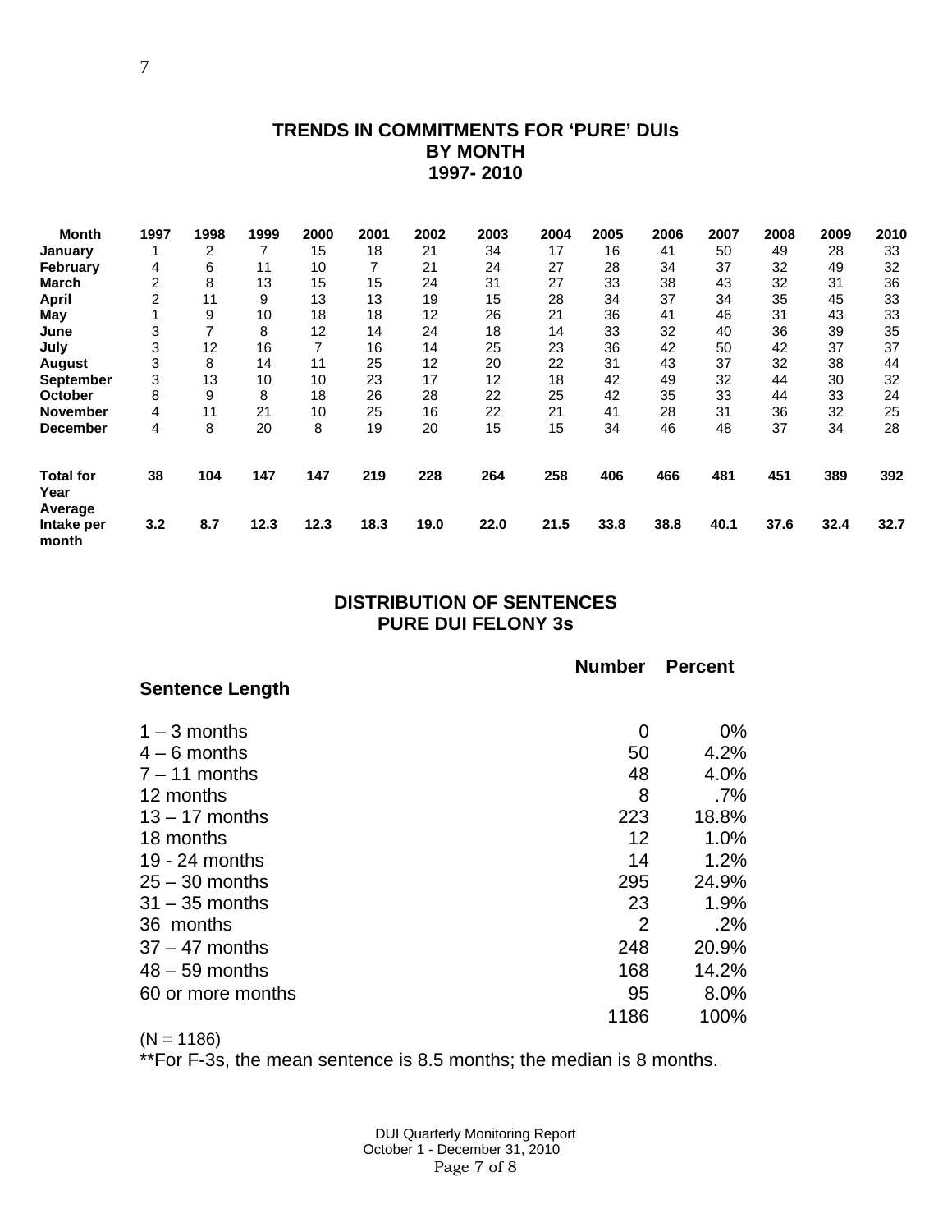## TRENDS IN COMMITMENTS FOR 'PURE' DUIs BY MONTH 1997- 2010

| Month | 1997 | 1998 | 1999 | 2000 | 2001 | 2002 | 2003 | 2004 | 2005 | 2006 | 2007 | 2008 | 2009 | 2010 |
|---|---|---|---|---|---|---|---|---|---|---|---|---|---|---|
| **January** | 1 | 2 | 7 | 15 | 18 | 21 | 34 | 17 | 16 | 41 | 50 | 49 | 28 | 33 |
| **February** | 4 | 6 | 11 | 10 | 7 | 21 | 24 | 27 | 28 | 34 | 37 | 32 | 49 | 32 |
| **March** | 2 | 8 | 13 | 15 | 15 | 24 | 31 | 27 | 33 | 38 | 43 | 32 | 31 | 36 |
| **April** | 2 | 11 | 9 | 13 | 13 | 19 | 15 | 28 | 34 | 37 | 34 | 35 | 45 | 33 |
| **May** | 1 | 9 | 10 | 18 | 18 | 12 | 26 | 21 | 36 | 41 | 46 | 31 | 43 | 33 |
| **June** | 3 | 7 | 8 | 12 | 14 | 24 | 18 | 14 | 33 | 32 | 40 | 36 | 39 | 35 |
| **July** | 3 | 12 | 16 | 7 | 16 | 14 | 25 | 23 | 36 | 42 | 50 | 42 | 37 | 37 |
| **August** | 3 | 8 | 14 | 11 | 25 | 12 | 20 | 22 | 31 | 43 | 37 | 32 | 38 | 44 |
| **September** | 3 | 13 | 10 | 10 | 23 | 17 | 12 | 18 | 42 | 49 | 32 | 44 | 30 | 32 |
| **October** | 8 | 9 | 8 | 18 | 26 | 28 | 22 | 25 | 42 | 35 | 33 | 44 | 33 | 24 |
| **November** | 4 | 11 | 21 | 10 | 25 | 16 | 22 | 21 | 41 | 28 | 31 | 36 | 32 | 25 |
| **December** | 4 | 8 | 20 | 8 | 19 | 20 | 15 | 15 | 34 | 46 | 48 | 37 | 34 | 28 |
| **Total for Year** | **38** | **104** | **147** | **147** | **219** | **228** | **264** | **258** | **406** | **466** | **481** | **451** | **389** | **392** |
| **Average Intake per month** | **3.2** | **8.7** | **12.3** | **12.3** | **18.3** | **19.0** | **22.0** | **21.5** | **33.8** | **38.8** | **40.1** | **37.6** | **32.4** | **32.7** |

## DISTRIBUTION OF SENTENCES PURE DUI FELONY 3s

| Sentence Length | Number | Percent |
|---|---|---|
| 1 – 3 months | 0 | 0% |
| 4 – 6 months | 50 | 4.2% |
| 7 – 11 months | 48 | 4.0% |
| 12 months | 8 | .7% |
| 13 – 17 months | 223 | 18.8% |
| 18 months | 12 | 1.0% |
| 19 - 24 months | 14 | 1.2% |
| 25 – 30 months | 295 | 24.9% |
| 31 – 35 months | 23 | 1.9% |
| 36 months | 2 | .2% |
| 37 – 47 months | 248 | 20.9% |
| 48 – 59 months | 168 | 14.2% |
| 60 or more months | 95 | 8.0% |
| | 1186 | 100% |

(N = 1186)

**For F-3s, the mean sentence is 8.5 months; the median is 8 months.